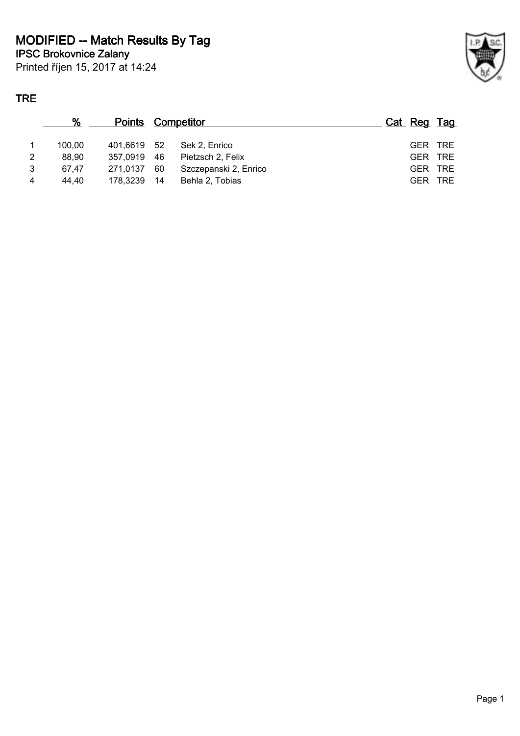# MODIFIED -- Match Results By Tag

## IPSC Brokovnice Zalany

Printed říjen 15, 2017 at 14:24

### TRE

| | % | Points | Competitor | | Cat | Reg | Tag |
|---|---|---|---|---|---|---|---|
| 1 | 100,00 | 401,6619 | 52 | Sek 2, Enrico | | GER | TRE |
| 2 | 88,90 | 357,0919 | 46 | Pietzsch 2, Felix | | GER | TRE |
| 3 | 67,47 | 271,0137 | 60 | Szczepanski 2, Enrico | | GER | TRE |
| 4 | 44,40 | 178,3239 | 14 | Behla 2, Tobias | | GER | TRE |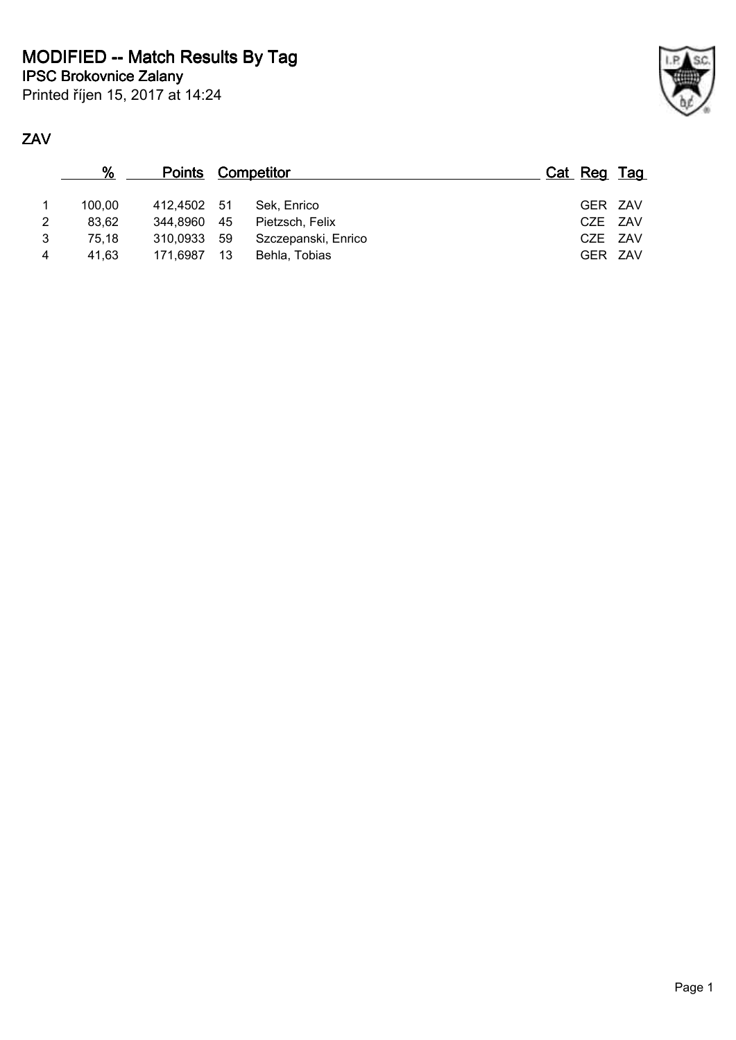# MODIFIED -- Match Results By Tag

## IPSC Brokovnice Zalany

Printed říjen 15, 2017 at 14:24

### ZAV

| | % | Points | Competitor | | Cat | Reg | Tag |
|---|---|---|---|---|---|---|---|
| 1 | 100,00 | 412,4502 | 51 | Sek, Enrico | | GER | ZAV |
| 2 | 83,62 | 344,8960 | 45 | Pietzsch, Felix | | CZE | ZAV |
| 3 | 75,18 | 310,0933 | 59 | Szczepanski, Enrico | | CZE | ZAV |
| 4 | 41,63 | 171,6987 | 13 | Behla, Tobias | | GER | ZAV |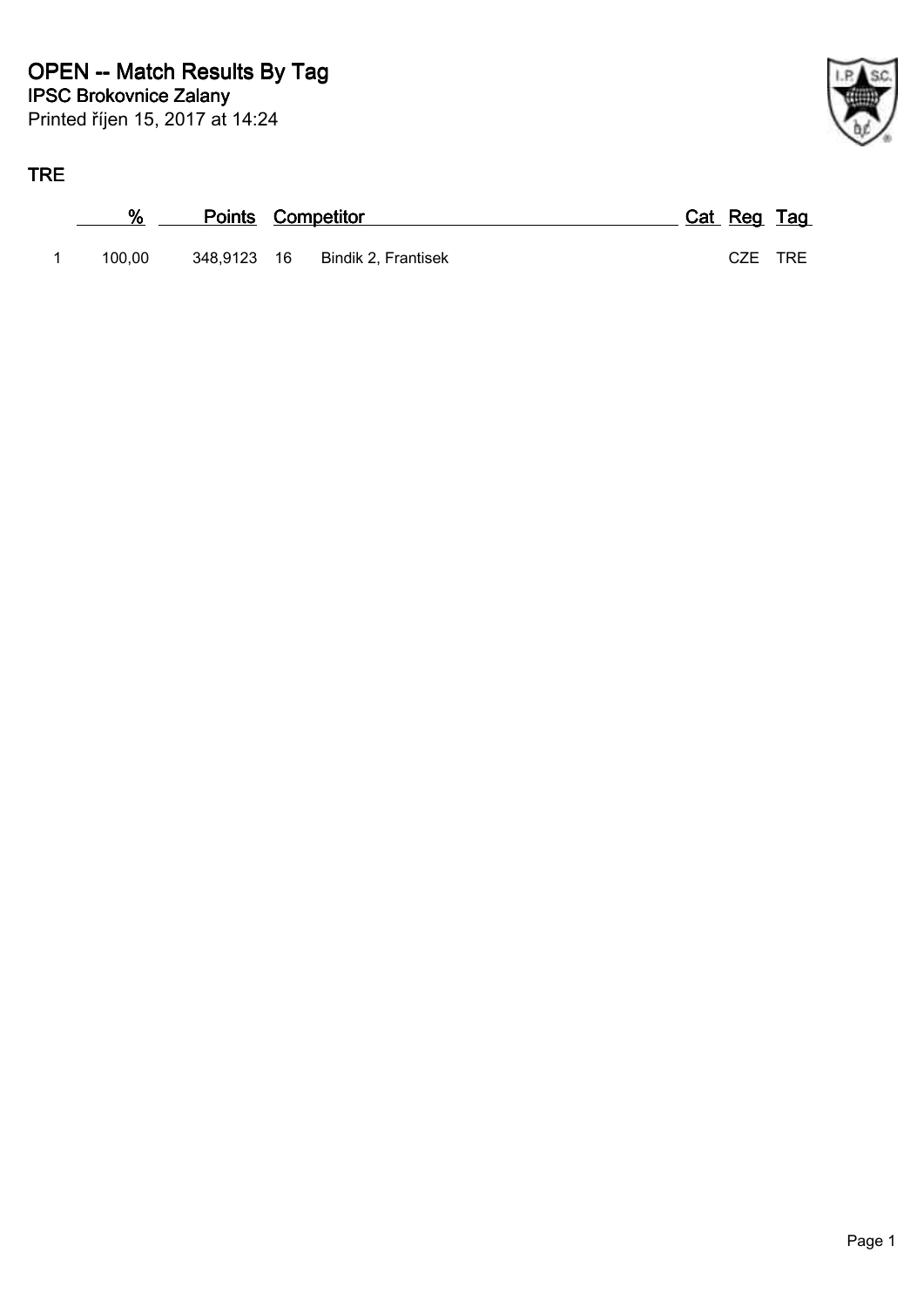# OPEN -- Match Results By Tag

**IPSC Brokovnice Zalany**

Printed říjen 15, 2017 at 14:24

## TRE

| | % | Points | Competitor | | Cat | Reg | Tag |
|---|---|---|---|---|---|---|---|
| 1 | 100,00 | 348,9123 | 16 | Bindik 2, Frantisek | | CZE | TRE |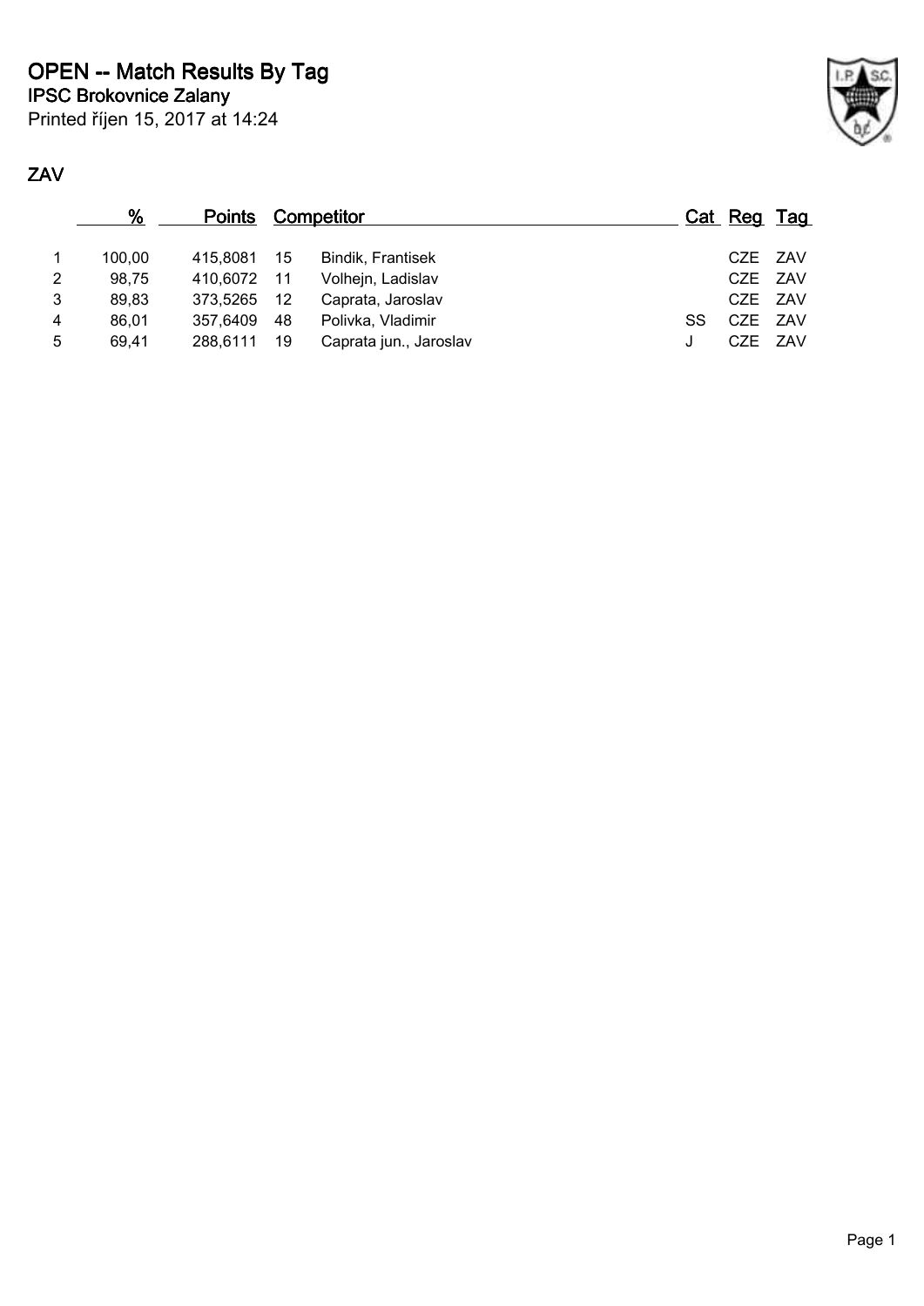# OPEN -- Match Results By Tag

**IPSC Brokovnice Zalany**

Printed říjen 15, 2017 at 14:24

## ZAV

| | % | Points | Competitor | | Cat | Reg | Tag |
|---|---|---|---|---|---|---|---|
| 1 | 100,00 | 415,8081 | 15 | Bindik, Frantisek | | CZE | ZAV |
| 2 | 98,75 | 410,6072 | 11 | Volhejn, Ladislav | | CZE | ZAV |
| 3 | 89,83 | 373,5265 | 12 | Caprata, Jaroslav | | CZE | ZAV |
| 4 | 86,01 | 357,6409 | 48 | Polivka, Vladimir | SS | CZE | ZAV |
| 5 | 69,41 | 288,6111 | 19 | Caprata jun., Jaroslav | J | CZE | ZAV |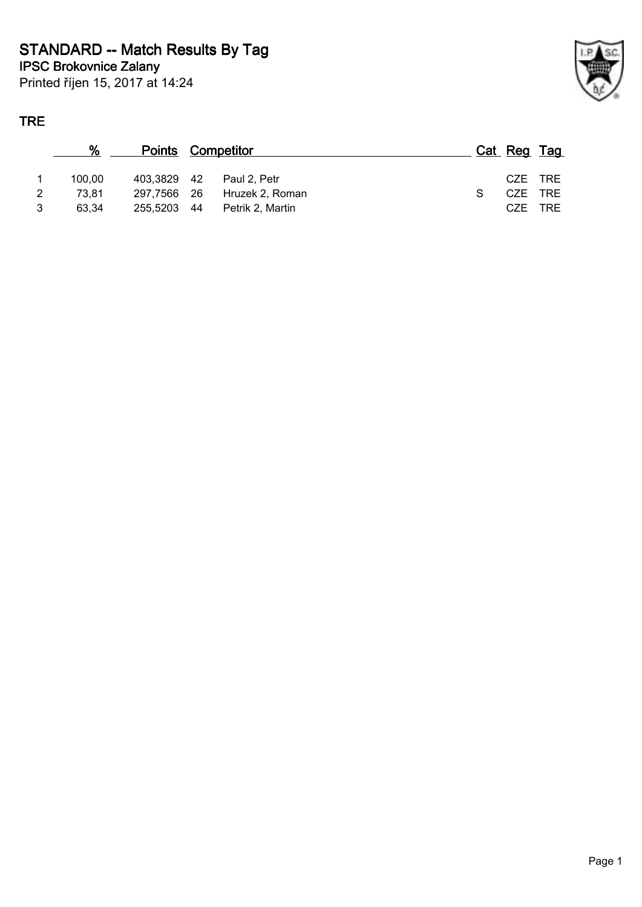# STANDARD -- Match Results By Tag

**IPSC Brokovnice Zalany**

Printed říjen 15, 2017 at 14:24

## TRE

| | % | Points | | Competitor | Cat | Reg | Tag |
|---|---|---|---|---|---|---|---|
| 1 | 100,00 | 403,3829 | 42 | Paul 2, Petr | | CZE | TRE |
| 2 | 73,81 | 297,7566 | 26 | Hruzek 2, Roman | S | CZE | TRE |
| 3 | 63,34 | 255,5203 | 44 | Petrik 2, Martin | | CZE | TRE |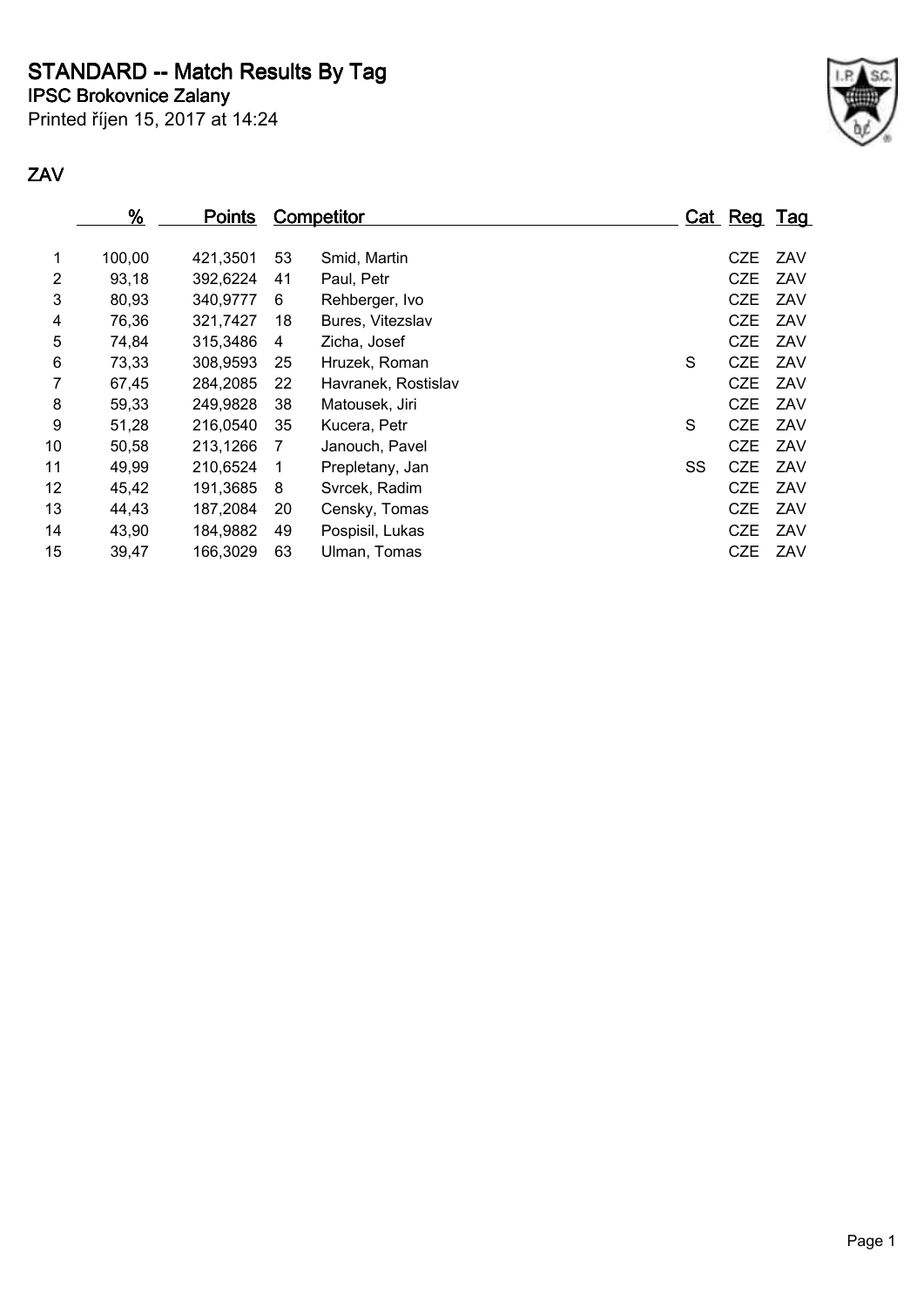# STANDARD -- Match Results By Tag

**IPSC Brokovnice Zalany**

Printed říjen 15, 2017 at 14:24

## ZAV

| | % | Points | Competitor | | Cat | Reg | Tag |
|---|---|---|---|---|---|---|---|
| 1 | 100,00 | 421,3501 | 53 | Smid, Martin | | CZE | ZAV |
| 2 | 93,18 | 392,6224 | 41 | Paul, Petr | | CZE | ZAV |
| 3 | 80,93 | 340,9777 | 6 | Rehberger, Ivo | | CZE | ZAV |
| 4 | 76,36 | 321,7427 | 18 | Bures, Vitezslav | | CZE | ZAV |
| 5 | 74,84 | 315,3486 | 4 | Zicha, Josef | | CZE | ZAV |
| 6 | 73,33 | 308,9593 | 25 | Hruzek, Roman | S | CZE | ZAV |
| 7 | 67,45 | 284,2085 | 22 | Havranek, Rostislav | | CZE | ZAV |
| 8 | 59,33 | 249,9828 | 38 | Matousek, Jiri | | CZE | ZAV |
| 9 | 51,28 | 216,0540 | 35 | Kucera, Petr | S | CZE | ZAV |
| 10 | 50,58 | 213,1266 | 7 | Janouch, Pavel | | CZE | ZAV |
| 11 | 49,99 | 210,6524 | 1 | Prepletany, Jan | SS | CZE | ZAV |
| 12 | 45,42 | 191,3685 | 8 | Svrcek, Radim | | CZE | ZAV |
| 13 | 44,43 | 187,2084 | 20 | Censky, Tomas | | CZE | ZAV |
| 14 | 43,90 | 184,9882 | 49 | Pospisil, Lukas | | CZE | ZAV |
| 15 | 39,47 | 166,3029 | 63 | Ulman, Tomas | | CZE | ZAV |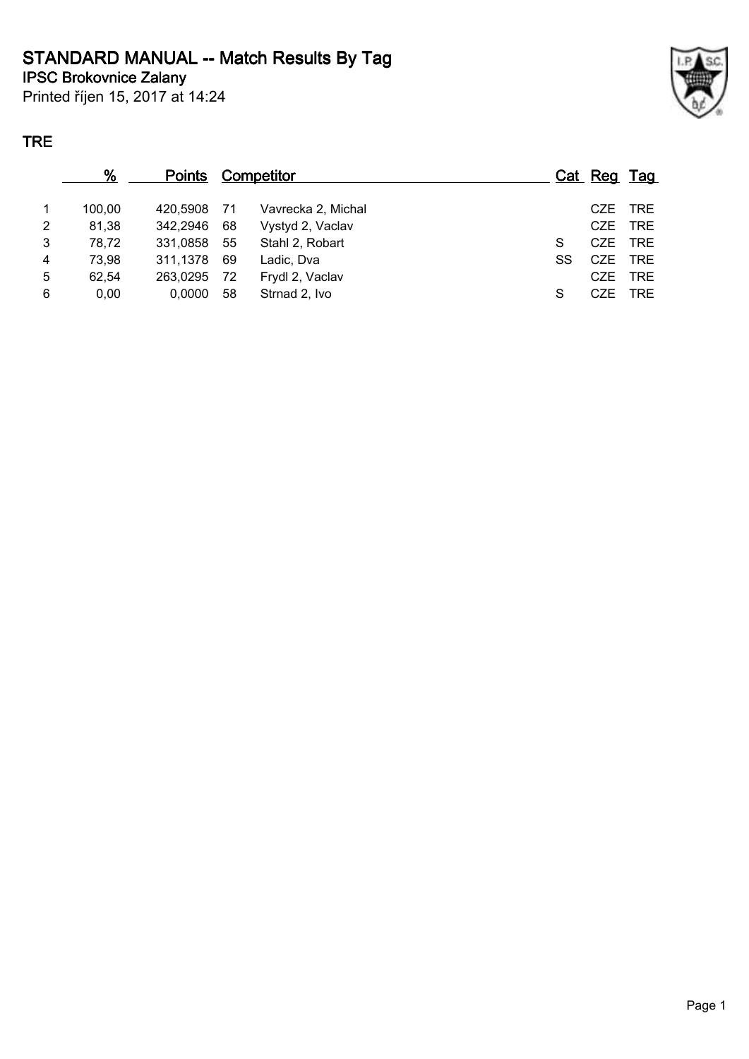# STANDARD MANUAL -- Match Results By Tag

**IPSC Brokovnice Zalany**

Printed říjen 15, 2017 at 14:24

## TRE

| | % | Points | Competitor | | Cat | Reg | Tag |
|---|---|---|---|---|---|---|---|
| 1 | 100,00 | 420,5908 | 71 | Vavrecka 2, Michal | | CZE | TRE |
| 2 | 81,38 | 342,2946 | 68 | Vystyd 2, Vaclav | | CZE | TRE |
| 3 | 78,72 | 331,0858 | 55 | Stahl 2, Robart | S | CZE | TRE |
| 4 | 73,98 | 311,1378 | 69 | Ladic, Dva | SS | CZE | TRE |
| 5 | 62,54 | 263,0295 | 72 | Frydl 2, Vaclav | | CZE | TRE |
| 6 | 0,00 | 0,0000 | 58 | Strnad 2, Ivo | S | CZE | TRE |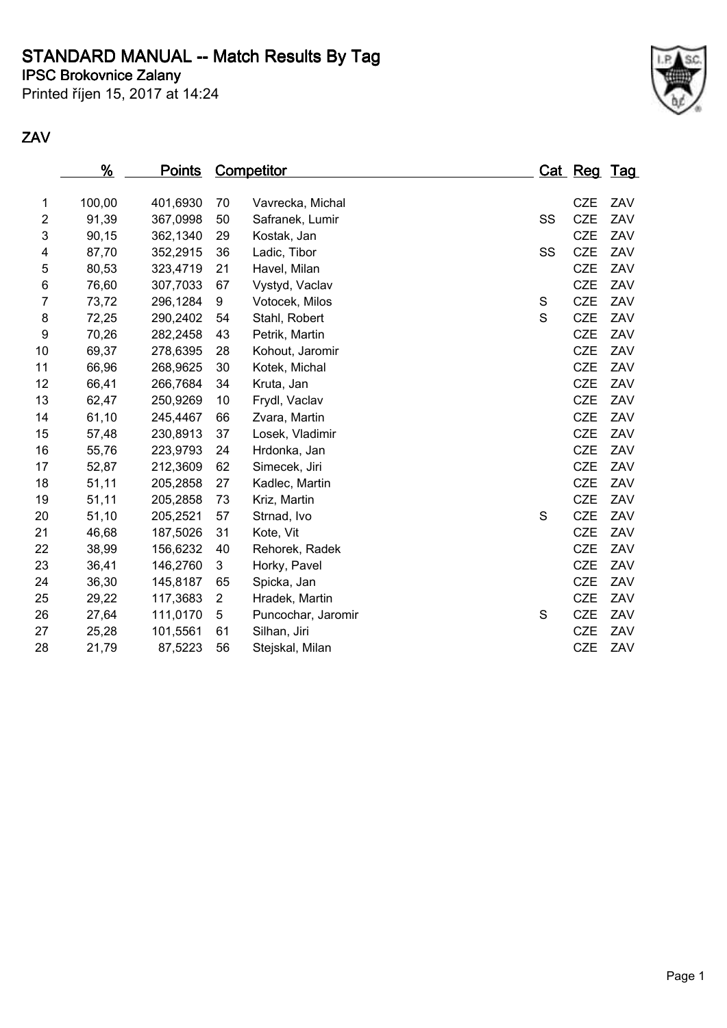# STANDARD MANUAL -- Match Results By Tag

**IPSC Brokovnice Zalany**

Printed říjen 15, 2017 at 14:24

## ZAV

| | % | Points | Competitor | | Cat | Reg | Tag |
|---|---|---|---|---|---|---|---|
| 1 | 100,00 | 401,6930 | 70 | Vavrecka, Michal | | CZE | ZAV |
| 2 | 91,39 | 367,0998 | 50 | Safranek, Lumir | SS | CZE | ZAV |
| 3 | 90,15 | 362,1340 | 29 | Kostak, Jan | | CZE | ZAV |
| 4 | 87,70 | 352,2915 | 36 | Ladic, Tibor | SS | CZE | ZAV |
| 5 | 80,53 | 323,4719 | 21 | Havel, Milan | | CZE | ZAV |
| 6 | 76,60 | 307,7033 | 67 | Vystyd, Vaclav | | CZE | ZAV |
| 7 | 73,72 | 296,1284 | 9 | Votocek, Milos | S | CZE | ZAV |
| 8 | 72,25 | 290,2402 | 54 | Stahl, Robert | S | CZE | ZAV |
| 9 | 70,26 | 282,2458 | 43 | Petrik, Martin | | CZE | ZAV |
| 10 | 69,37 | 278,6395 | 28 | Kohout, Jaromir | | CZE | ZAV |
| 11 | 66,96 | 268,9625 | 30 | Kotek, Michal | | CZE | ZAV |
| 12 | 66,41 | 266,7684 | 34 | Kruta, Jan | | CZE | ZAV |
| 13 | 62,47 | 250,9269 | 10 | Frydl, Vaclav | | CZE | ZAV |
| 14 | 61,10 | 245,4467 | 66 | Zvara, Martin | | CZE | ZAV |
| 15 | 57,48 | 230,8913 | 37 | Losek, Vladimir | | CZE | ZAV |
| 16 | 55,76 | 223,9793 | 24 | Hrdonka, Jan | | CZE | ZAV |
| 17 | 52,87 | 212,3609 | 62 | Simecek, Jiri | | CZE | ZAV |
| 18 | 51,11 | 205,2858 | 27 | Kadlec, Martin | | CZE | ZAV |
| 19 | 51,11 | 205,2858 | 73 | Kriz, Martin | | CZE | ZAV |
| 20 | 51,10 | 205,2521 | 57 | Strnad, Ivo | S | CZE | ZAV |
| 21 | 46,68 | 187,5026 | 31 | Kote, Vit | | CZE | ZAV |
| 22 | 38,99 | 156,6232 | 40 | Rehorek, Radek | | CZE | ZAV |
| 23 | 36,41 | 146,2760 | 3 | Horky, Pavel | | CZE | ZAV |
| 24 | 36,30 | 145,8187 | 65 | Spicka, Jan | | CZE | ZAV |
| 25 | 29,22 | 117,3683 | 2 | Hradek, Martin | | CZE | ZAV |
| 26 | 27,64 | 111,0170 | 5 | Puncochar, Jaromir | S | CZE | ZAV |
| 27 | 25,28 | 101,5561 | 61 | Silhan, Jiri | | CZE | ZAV |
| 28 | 21,79 | 87,5223 | 56 | Stejskal, Milan | | CZE | ZAV |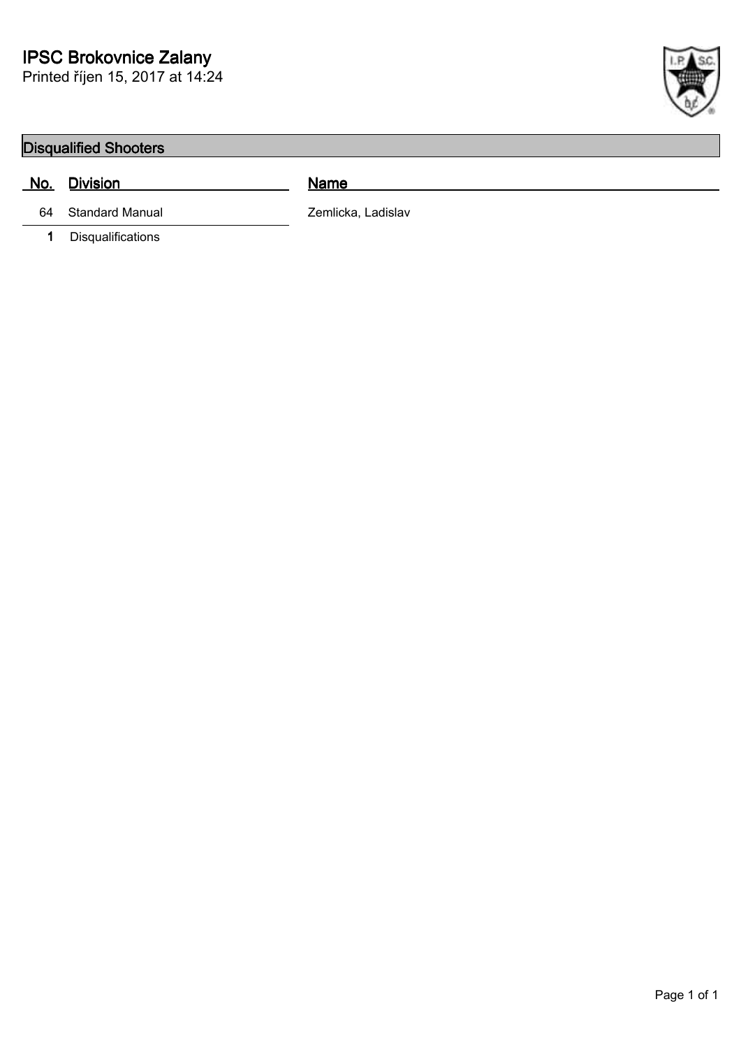# IPSC Brokovnice Zalany

Printed říjen 15, 2017 at 14:24

## Disqualified Shooters

| No. | Division | Name |
|---|---|---|
| 64 | Standard Manual | Zemlicka, Ladislav |

**1** Disqualifications